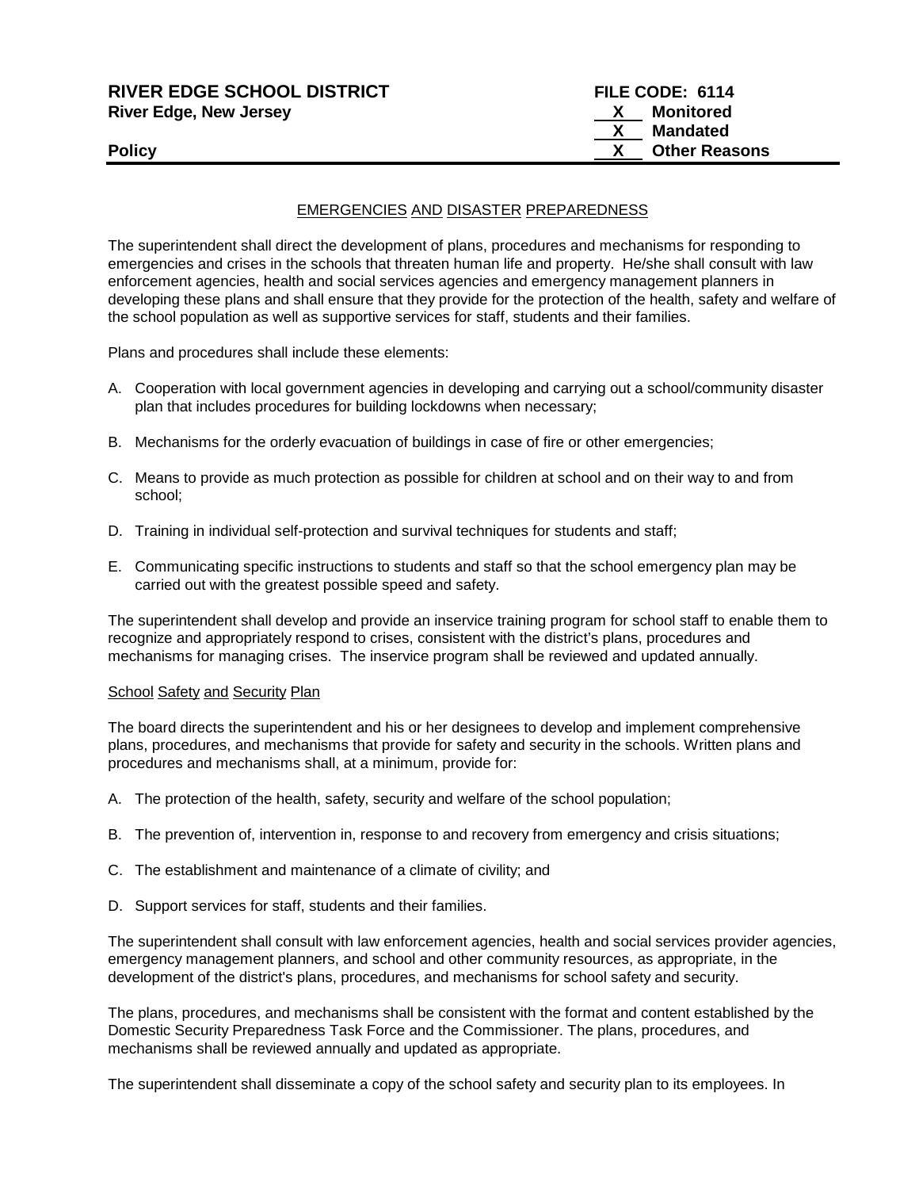**RIVER EDGE SCHOOL DISTRICT**
**River Edge, New Jersey**

**Policy**

**FILE CODE: 6114**
**X Monitored**
**X Mandated**
**X Other Reasons**

## EMERGENCIES AND DISASTER PREPAREDNESS

The superintendent shall direct the development of plans, procedures and mechanisms for responding to emergencies and crises in the schools that threaten human life and property. He/she shall consult with law enforcement agencies, health and social services agencies and emergency management planners in developing these plans and shall ensure that they provide for the protection of the health, safety and welfare of the school population as well as supportive services for staff, students and their families.

Plans and procedures shall include these elements:

A. Cooperation with local government agencies in developing and carrying out a school/community disaster plan that includes procedures for building lockdowns when necessary;

B. Mechanisms for the orderly evacuation of buildings in case of fire or other emergencies;

C. Means to provide as much protection as possible for children at school and on their way to and from school;

D. Training in individual self-protection and survival techniques for students and staff;

E. Communicating specific instructions to students and staff so that the school emergency plan may be carried out with the greatest possible speed and safety.

The superintendent shall develop and provide an inservice training program for school staff to enable them to recognize and appropriately respond to crises, consistent with the district's plans, procedures and mechanisms for managing crises. The inservice program shall be reviewed and updated annually.

### School Safety and Security Plan

The board directs the superintendent and his or her designees to develop and implement comprehensive plans, procedures, and mechanisms that provide for safety and security in the schools. Written plans and procedures and mechanisms shall, at a minimum, provide for:

A. The protection of the health, safety, security and welfare of the school population;

B. The prevention of, intervention in, response to and recovery from emergency and crisis situations;

C. The establishment and maintenance of a climate of civility; and

D. Support services for staff, students and their families.

The superintendent shall consult with law enforcement agencies, health and social services provider agencies, emergency management planners, and school and other community resources, as appropriate, in the development of the district's plans, procedures, and mechanisms for school safety and security.

The plans, procedures, and mechanisms shall be consistent with the format and content established by the Domestic Security Preparedness Task Force and the Commissioner. The plans, procedures, and mechanisms shall be reviewed annually and updated as appropriate.

The superintendent shall disseminate a copy of the school safety and security plan to its employees. In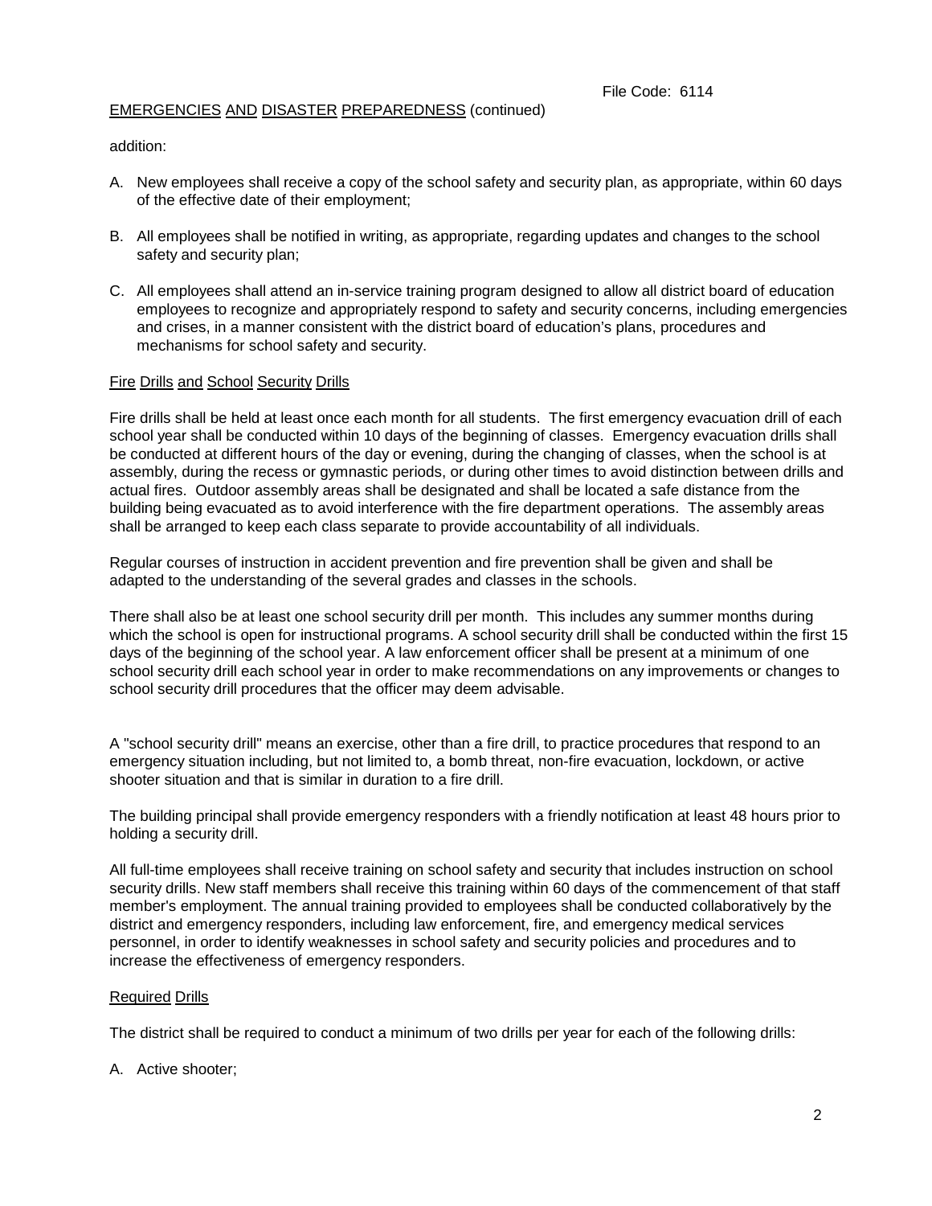EMERGENCIES AND DISASTER PREPAREDNESS (continued)

addition:

A. New employees shall receive a copy of the school safety and security plan, as appropriate, within 60 days of the effective date of their employment;

B. All employees shall be notified in writing, as appropriate, regarding updates and changes to the school safety and security plan;

C. All employees shall attend an in-service training program designed to allow all district board of education employees to recognize and appropriately respond to safety and security concerns, including emergencies and crises, in a manner consistent with the district board of education's plans, procedures and mechanisms for school safety and security.

## Fire Drills and School Security Drills

Fire drills shall be held at least once each month for all students. The first emergency evacuation drill of each school year shall be conducted within 10 days of the beginning of classes. Emergency evacuation drills shall be conducted at different hours of the day or evening, during the changing of classes, when the school is at assembly, during the recess or gymnastic periods, or during other times to avoid distinction between drills and actual fires. Outdoor assembly areas shall be designated and shall be located a safe distance from the building being evacuated as to avoid interference with the fire department operations. The assembly areas shall be arranged to keep each class separate to provide accountability of all individuals.

Regular courses of instruction in accident prevention and fire prevention shall be given and shall be adapted to the understanding of the several grades and classes in the schools.

There shall also be at least one school security drill per month. This includes any summer months during which the school is open for instructional programs. A school security drill shall be conducted within the first 15 days of the beginning of the school year. A law enforcement officer shall be present at a minimum of one school security drill each school year in order to make recommendations on any improvements or changes to school security drill procedures that the officer may deem advisable.

A "school security drill" means an exercise, other than a fire drill, to practice procedures that respond to an emergency situation including, but not limited to, a bomb threat, non-fire evacuation, lockdown, or active shooter situation and that is similar in duration to a fire drill.

The building principal shall provide emergency responders with a friendly notification at least 48 hours prior to holding a security drill.

All full-time employees shall receive training on school safety and security that includes instruction on school security drills. New staff members shall receive this training within 60 days of the commencement of that staff member's employment. The annual training provided to employees shall be conducted collaboratively by the district and emergency responders, including law enforcement, fire, and emergency medical services personnel, in order to identify weaknesses in school safety and security policies and procedures and to increase the effectiveness of emergency responders.

## Required Drills

The district shall be required to conduct a minimum of two drills per year for each of the following drills:

A. Active shooter;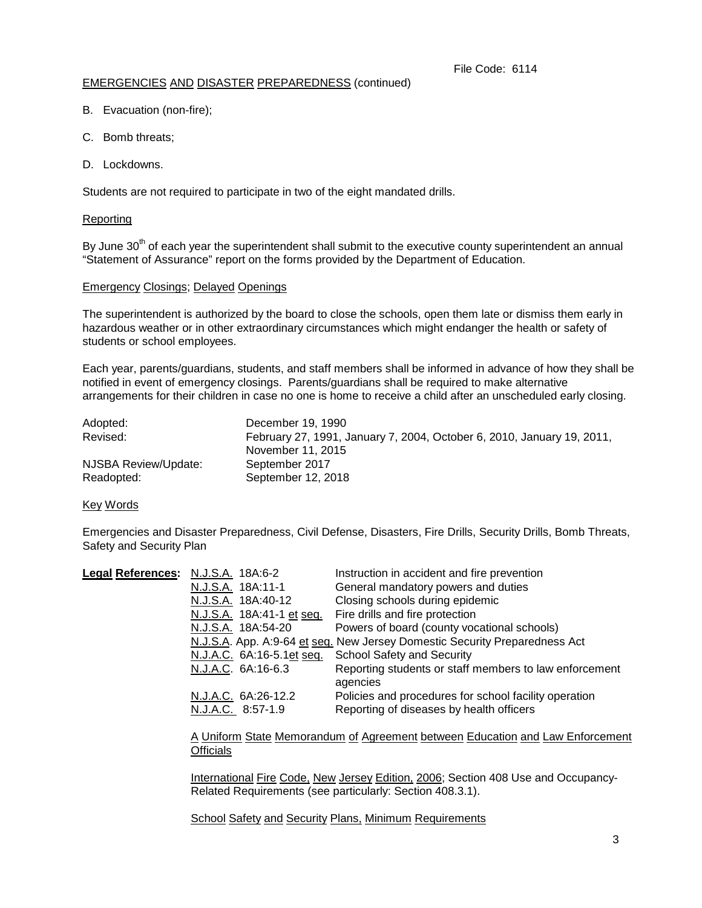EMERGENCIES AND DISASTER PREPAREDNESS (continued)

B. Evacuation (non-fire);

C. Bomb threats;

D. Lockdowns.

Students are not required to participate in two of the eight mandated drills.

## Reporting

By June 30th of each year the superintendent shall submit to the executive county superintendent an annual "Statement of Assurance" report on the forms provided by the Department of Education.

## Emergency Closings; Delayed Openings

The superintendent is authorized by the board to close the schools, open them late or dismiss them early in hazardous weather or in other extraordinary circumstances which might endanger the health or safety of students or school employees.

Each year, parents/guardians, students, and staff members shall be informed in advance of how they shall be notified in event of emergency closings. Parents/guardians shall be required to make alternative arrangements for their children in case no one is home to receive a child after an unscheduled early closing.

| | |
|---|---|
| Adopted: | December 19, 1990 |
| Revised: | February 27, 1991, January 7, 2004, October 6, 2010, January 19, 2011, November 11, 2015 |
| NJSBA Review/Update: | September 2017 |
| Readopted: | September 12, 2018 |

## Key Words

Emergencies and Disaster Preparedness, Civil Defense, Disasters, Fire Drills, Security Drills, Bomb Threats, Safety and Security Plan

**Legal References:**

| | |
|---|---|
| N.J.S.A. 18A:6-2 | Instruction in accident and fire prevention |
| N.J.S.A. 18A:11-1 | General mandatory powers and duties |
| N.J.S.A. 18A:40-12 | Closing schools during epidemic |
| N.J.S.A. 18A:41-1 et seq. | Fire drills and fire protection |
| N.J.S.A. 18A:54-20 | Powers of board (county vocational schools) |
| N.J.S.A. App. A:9-64 et seq. | New Jersey Domestic Security Preparedness Act |
| N.J.A.C. 6A:16-5.1et seq. | School Safety and Security |
| N.J.A.C. 6A:16-6.3 | Reporting students or staff members to law enforcement agencies |
| N.J.A.C. 6A:26-12.2 | Policies and procedures for school facility operation |
| N.J.A.C. 8:57-1.9 | Reporting of diseases by health officers |

A Uniform State Memorandum of Agreement between Education and Law Enforcement Officials

International Fire Code, New Jersey Edition, 2006; Section 408 Use and Occupancy-Related Requirements (see particularly: Section 408.3.1).

School Safety and Security Plans, Minimum Requirements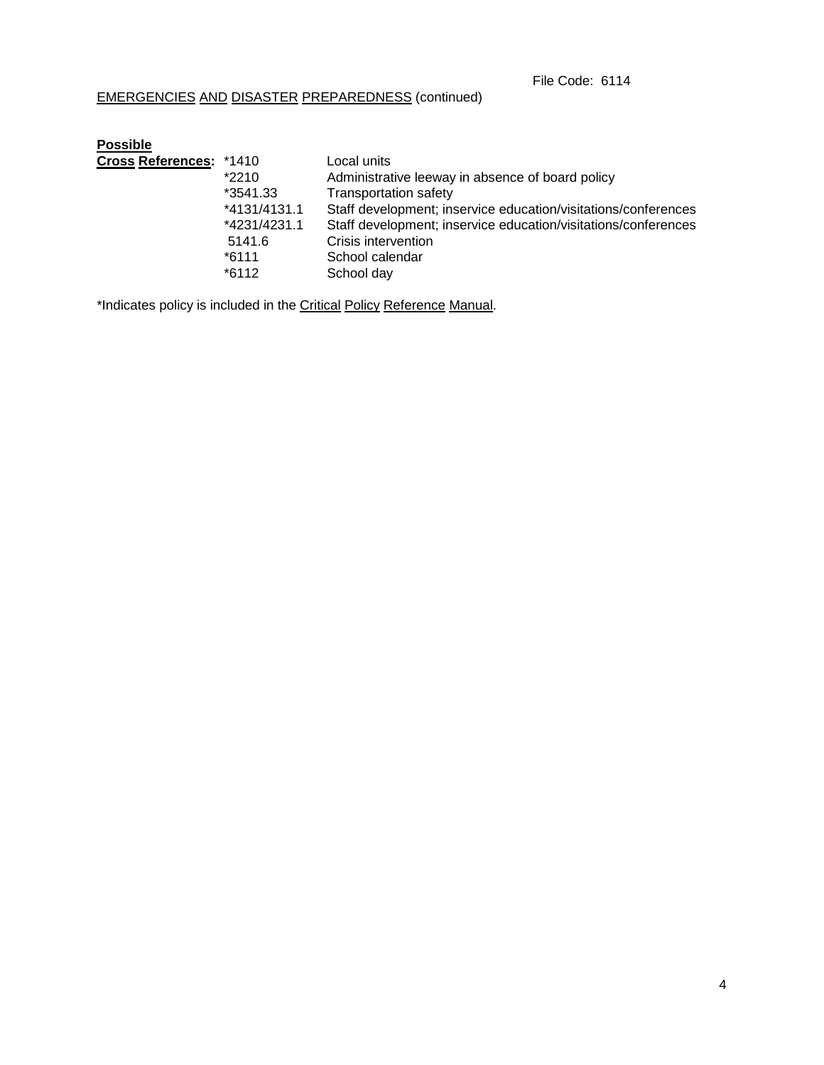File Code: 6114

EMERGENCIES AND DISASTER PREPAREDNESS (continued)

**Possible Cross References:**

| | | |
|---|---|---|
| | *1410 | Local units |
| | *2210 | Administrative leeway in absence of board policy |
| | *3541.33 | Transportation safety |
| | *4131/4131.1 | Staff development; inservice education/visitations/conferences |
| | *4231/4231.1 | Staff development; inservice education/visitations/conferences |
| | 5141.6 | Crisis intervention |
| | *6111 | School calendar |
| | *6112 | School day |

*Indicates policy is included in the Critical Policy Reference Manual.